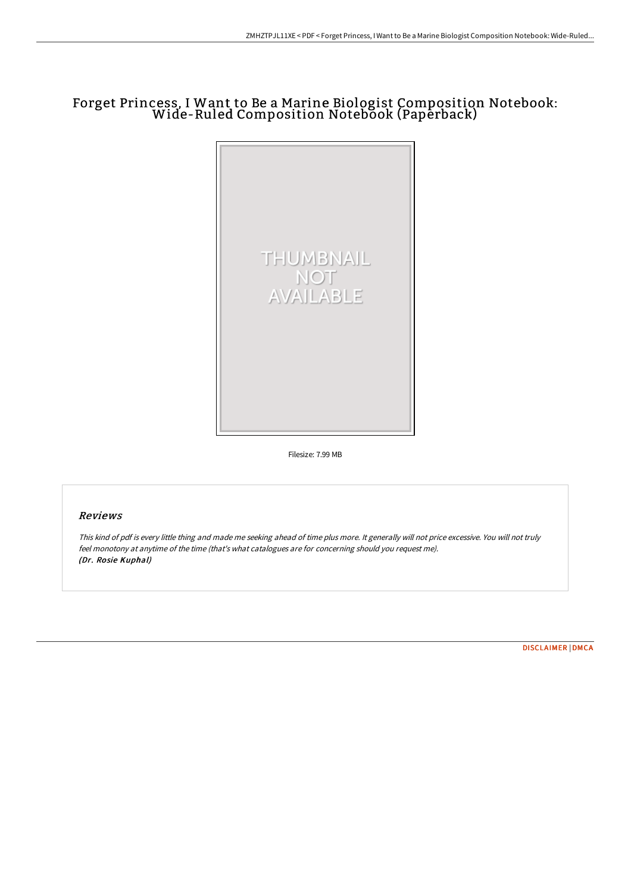# Forget Princess, I Want to Be a Marine Biologist Composition Notebook: Wide-Ruled Composition Notebook (Paperback)

Filesize: 7.99 MB

## Reviews

*This kind of pdf is every little thing and made me seeking ahead of time plus more. It generally will not price excessive. You will not truly feel monotony at anytime of the time (that's what catalogues are for concerning should you request me).*
***(Dr. Rosie Kuphal)***

DISCLAIMER | DMCA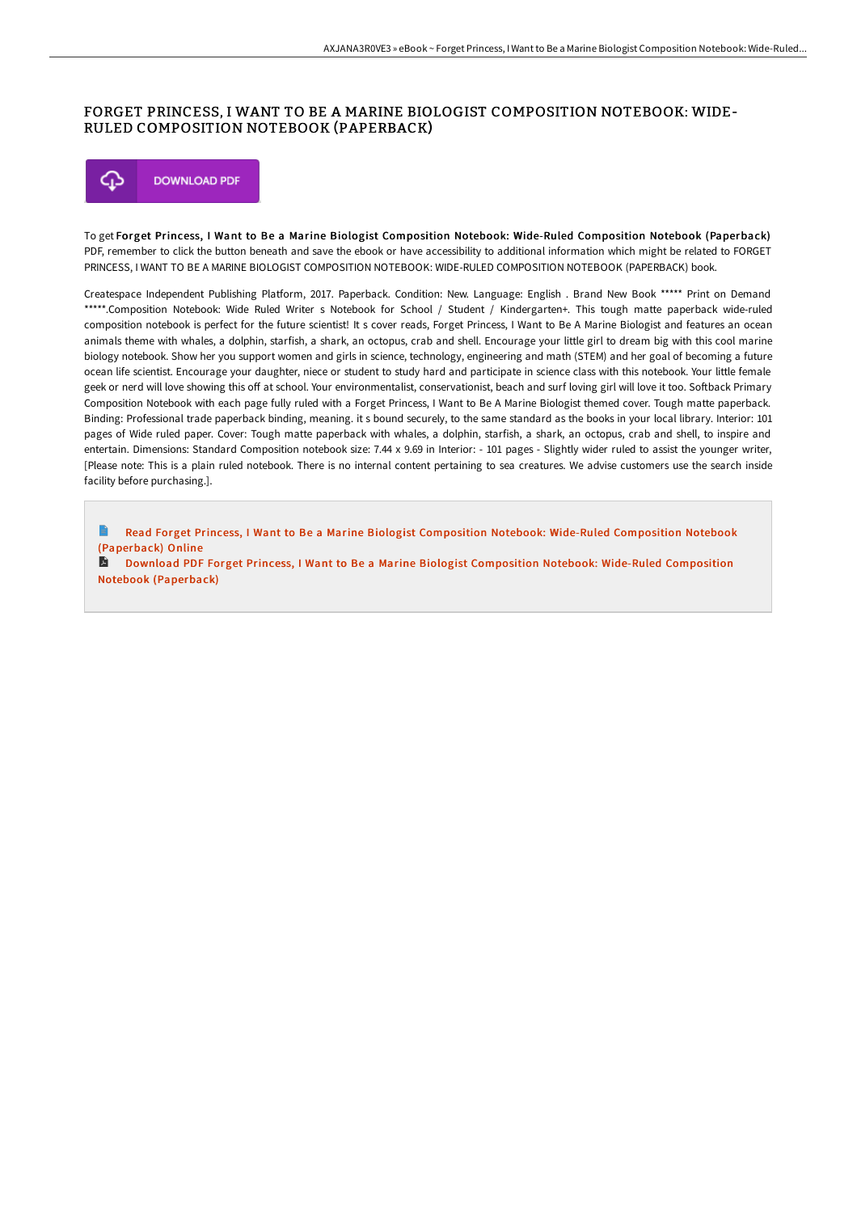# FORGET PRINCESS, I WANT TO BE A MARINE BIOLOGIST COMPOSITION NOTEBOOK: WIDE-RULED COMPOSITION NOTEBOOK (PAPERBACK)

DOWNLOAD PDF

To get **Forget Princess, I Want to Be a Marine Biologist Composition Notebook: Wide-Ruled Composition Notebook (Paperback)** PDF, remember to click the button beneath and save the ebook or have accessibility to additional information which might be related to FORGET PRINCESS, I WANT TO BE A MARINE BIOLOGIST COMPOSITION NOTEBOOK: WIDE-RULED COMPOSITION NOTEBOOK (PAPERBACK) book.

Createspace Independent Publishing Platform, 2017. Paperback. Condition: New. Language: English . Brand New Book ***** Print on Demand *****.Composition Notebook: Wide Ruled Writer s Notebook for School / Student / Kindergarten+. This tough matte paperback wide-ruled composition notebook is perfect for the future scientist! It s cover reads, Forget Princess, I Want to Be A Marine Biologist and features an ocean animals theme with whales, a dolphin, starfish, a shark, an octopus, crab and shell. Encourage your little girl to dream big with this cool marine biology notebook. Show her you support women and girls in science, technology, engineering and math (STEM) and her goal of becoming a future ocean life scientist. Encourage your daughter, niece or student to study hard and participate in science class with this notebook. Your little female geek or nerd will love showing this off at school. Your environmentalist, conservationist, beach and surf loving girl will love it too. Softback Primary Composition Notebook with each page fully ruled with a Forget Princess, I Want to Be A Marine Biologist themed cover. Tough matte paperback. Binding: Professional trade paperback binding, meaning. it s bound securely, to the same standard as the books in your local library. Interior: 101 pages of Wide ruled paper. Cover: Tough matte paperback with whales, a dolphin, starfish, a shark, an octopus, crab and shell, to inspire and entertain. Dimensions: Standard Composition notebook size: 7.44 x 9.69 in Interior: - 101 pages - Slightly wider ruled to assist the younger writer, [Please note: This is a plain ruled notebook. There is no internal content pertaining to sea creatures. We advise customers use the search inside facility before purchasing.].

- Read Forget Princess, I Want to Be a Marine Biologist Composition Notebook: Wide-Ruled Composition Notebook (Paperback) Online
- Download PDF Forget Princess, I Want to Be a Marine Biologist Composition Notebook: Wide-Ruled Composition Notebook (Paperback)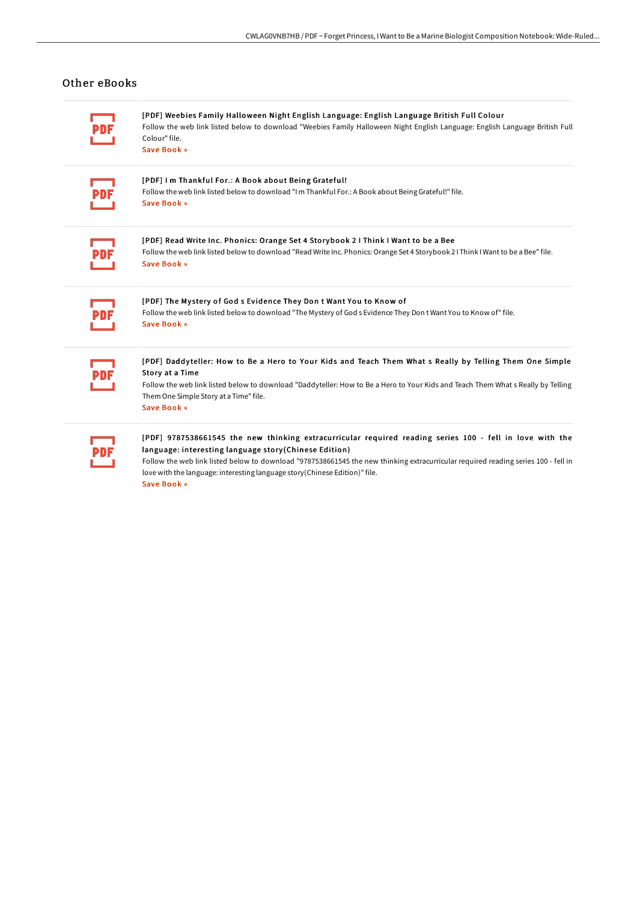## Other eBooks

[PDF] Weebies Family Halloween Night English Language: English Language British Full Colour
Follow the web link listed below to download "Weebies Family Halloween Night English Language: English Language British Full Colour" file.
Save Book »

[PDF] I m Thankful For.: A Book about Being Grateful!
Follow the web link listed below to download "I m Thankful For.: A Book about Being Grateful!" file.
Save Book »

[PDF] Read Write Inc. Phonics: Orange Set 4 Storybook 2 I Think I Want to be a Bee
Follow the web link listed below to download "Read Write Inc. Phonics: Orange Set 4 Storybook 2 I Think I Want to be a Bee" file.
Save Book »

[PDF] The Mystery of God s Evidence They Don t Want You to Know of
Follow the web link listed below to download "The Mystery of God s Evidence They Don t Want You to Know of" file.
Save Book »

[PDF] Daddyteller: How to Be a Hero to Your Kids and Teach Them What s Really by Telling Them One Simple Story at a Time
Follow the web link listed below to download "Daddyteller: How to Be a Hero to Your Kids and Teach Them What s Really by Telling Them One Simple Story at a Time" file.
Save Book »

[PDF] 9787538661545 the new thinking extracurricular required reading series 100 - fell in love with the language: interesting language story(Chinese Edition)
Follow the web link listed below to download "9787538661545 the new thinking extracurricular required reading series 100 - fell in love with the language: interesting language story(Chinese Edition)" file.
Save Book »